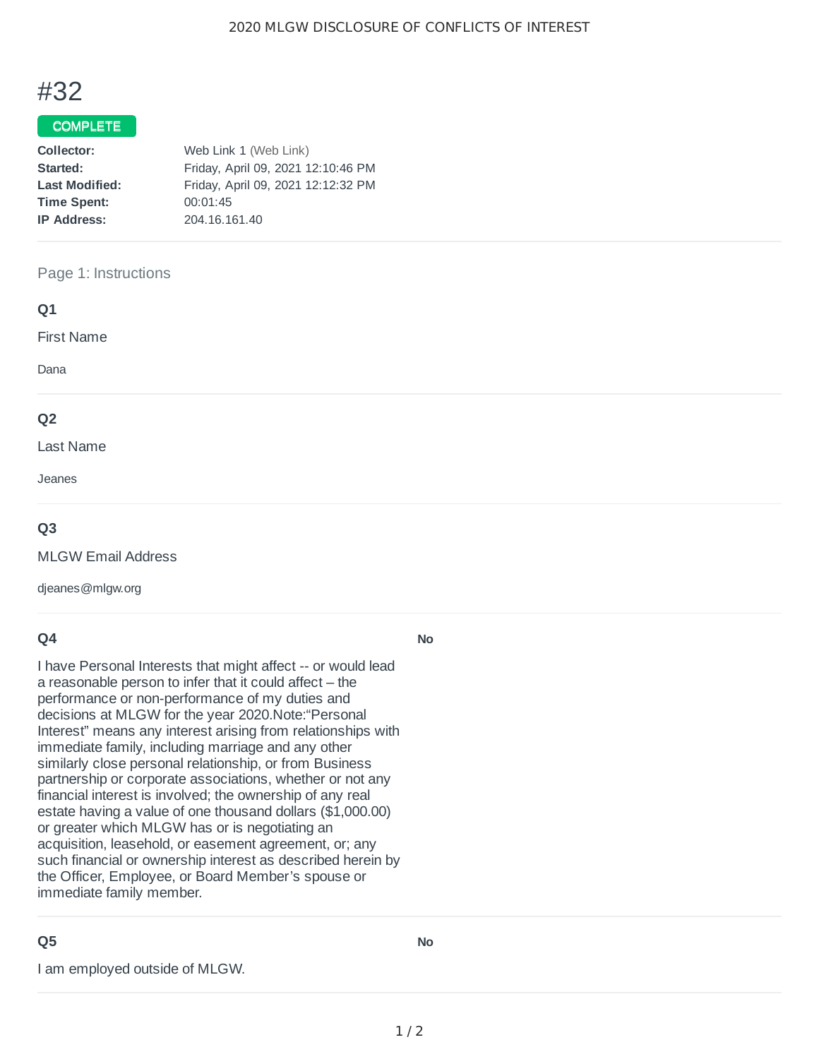# #32

**COMPLETE**

**Collector:** Web Link 1 (Web Link)
**Started:** Friday, April 09, 2021 12:10:46 PM
**Last Modified:** Friday, April 09, 2021 12:12:32 PM
**Time Spent:** 00:01:45
**IP Address:** 204.16.161.40

---

## Page 1: Instructions

### Q1

First Name

Dana

---

### Q2

Last Name

Jeanes

---

### Q3

MLGW Email Address

djeanes@mlgw.org

---

### Q4

I have Personal Interests that might affect -- or would lead a reasonable person to infer that it could affect – the performance or non-performance of my duties and decisions at MLGW for the year 2020.Note:“Personal Interest” means any interest arising from relationships with immediate family, including marriage and any other similarly close personal relationship, or from Business partnership or corporate associations, whether or not any financial interest is involved; the ownership of any real estate having a value of one thousand dollars ($1,000.00) or greater which MLGW has or is negotiating an acquisition, leasehold, or easement agreement, or; any such financial or ownership interest as described herein by the Officer, Employee, or Board Member’s spouse or immediate family member.

**No**

---

### Q5

I am employed outside of MLGW.

**No**

---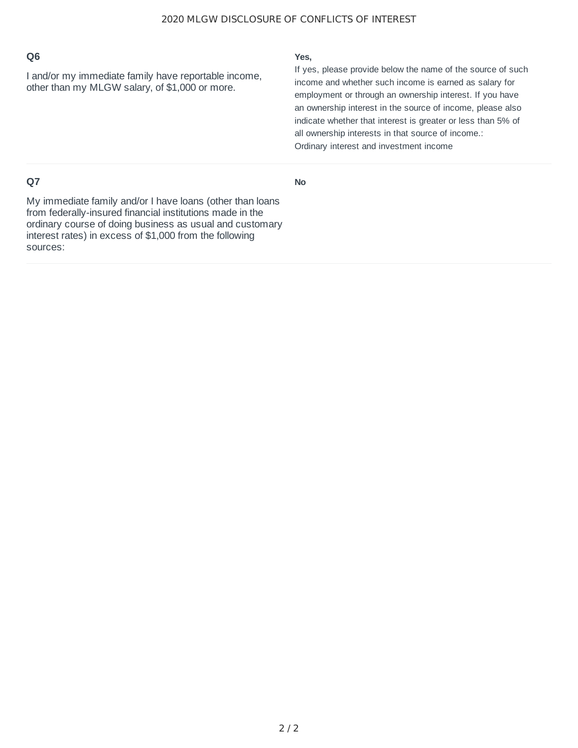**Q6**

I and/or my immediate family have reportable income, other than my MLGW salary, of $1,000 or more.

**Yes,**

If yes, please provide below the name of the source of such income and whether such income is earned as salary for employment or through an ownership interest. If you have an ownership interest in the source of income, please also indicate whether that interest is greater or less than 5% of all ownership interests in that source of income.:
Ordinary interest and investment income

---

**Q7**

My immediate family and/or I have loans (other than loans from federally-insured financial institutions made in the ordinary course of doing business as usual and customary interest rates) in excess of $1,000 from the following sources:

**No**